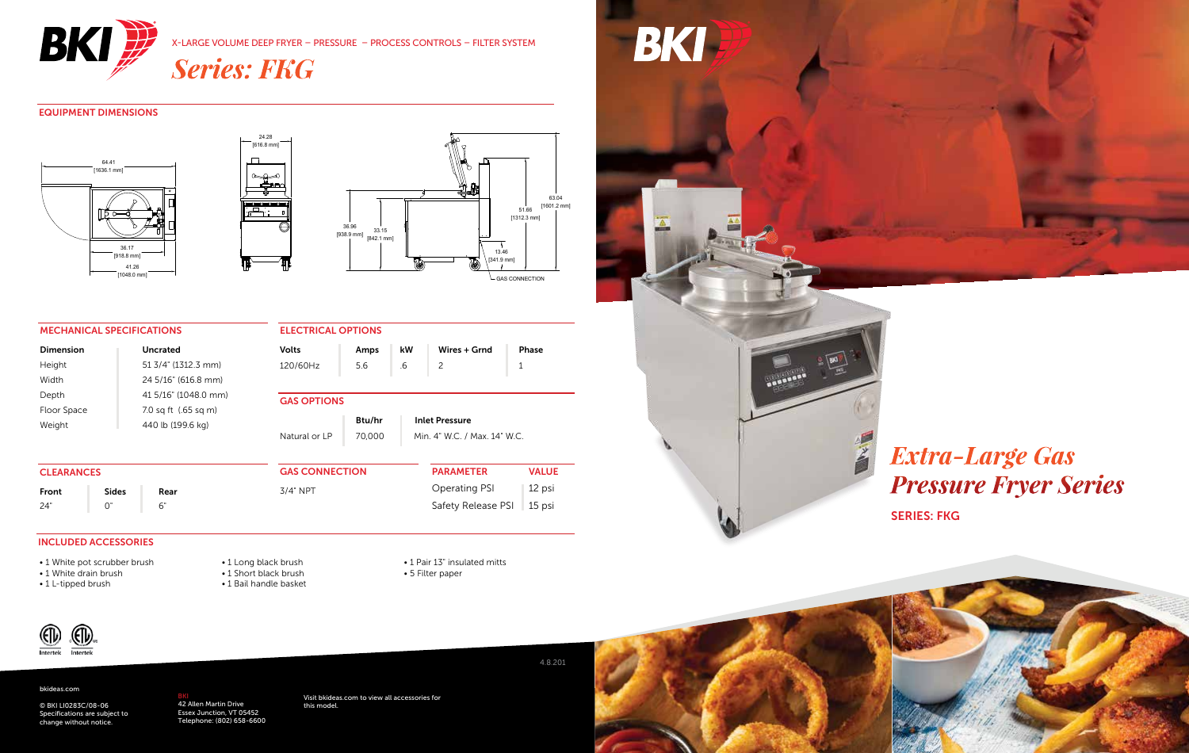# BKI

X-LARGE VOLUME DEEP FRYER – PRESSURE – PROCESS CONTROLS – FILTER SYSTEM

## *Series: FKG*

### EQUIPMENT DIMENSIONS

64.41 [1636.1 mm]

36.17 [918.8 mm]

41.26 [1048.0 mm]

24.28 [616.8 mm]

36.96 [938.9 mm]

33.15 [842.1 mm]

63.04 [1601.2 mm]

51.66 [1312.3 mm]

13.46 [341.9 mm]

GAS CONNECTION

### MECHANICAL SPECIFICATIONS

| Dimension | Uncrated |
|---|---|
| Height | 51 3/4" (1312.3 mm) |
| Width | 24 5/16" (616.8 mm) |
| Depth | 41 5/16" (1048.0 mm) |
| Floor Space | 7.0 sq ft (.65 sq m) |
| Weight | 440 lb (199.6 kg) |

### ELECTRICAL OPTIONS

| Volts | Amps | kW | Wires + Grnd | Phase |
|---|---|---|---|---|
| 120/60Hz | 5.6 | .6 | 2 | 1 |

### GAS OPTIONS

| | Btu/hr | Inlet Pressure |
|---|---|---|
| Natural or LP | 70,000 | Min. 4" W.C. / Max. 14" W.C. |

### CLEARANCES

| Front | Sides | Rear |
|---|---|---|
| 24" | 0" | 6" |

### GAS CONNECTION

3/4" NPT

| PARAMETER | VALUE |
|---|---|
| Operating PSI | 12 psi |
| Safety Release PSI | 15 psi |

### INCLUDED ACCESSORIES

- 1 White pot scrubber brush
- 1 White drain brush
- 1 L-tipped brush
- 1 Long black brush
- 1 Short black brush
- 1 Bail handle basket
- 1 Pair 13" insulated mitts
- 5 Filter paper

4.8.201

bkideas.com

© BKI LI0283C/08-06
Specifications are subject to change without notice.

BKI
42 Allen Martin Drive
Essex Junction, VT 05452
Telephone: (802) 658-6600

Visit bkideas.com to view all accessories for this model.

# *Extra-Large Gas Pressure Fryer Series*

SERIES: FKG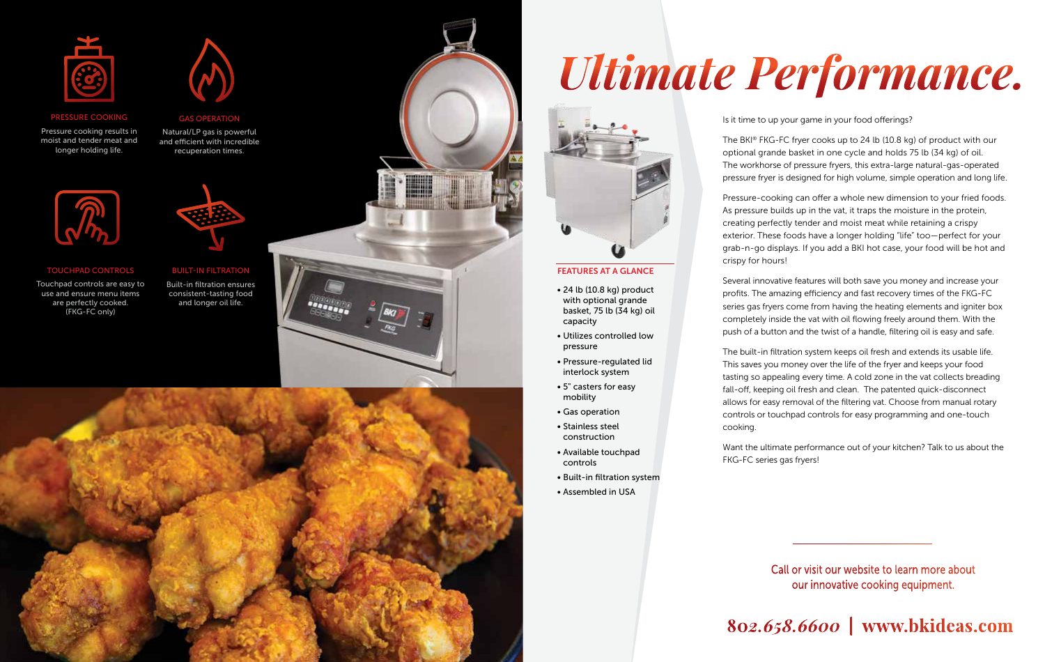### PRESSURE COOKING

Pressure cooking results in moist and tender meat and longer holding life.

### GAS OPERATION

Natural/LP gas is powerful and efficient with incredible recuperation times.

### TOUCHPAD CONTROLS

Touchpad controls are easy to use and ensure menu items are perfectly cooked. (FKG-FC only)

### BUILT-IN FILTRATION

Built-in filtration ensures consistent-tasting food and longer oil life.

# *Ultimate Performance.*

### FEATURES AT A GLANCE

- 24 lb (10.8 kg) product with optional grande basket, 75 lb (34 kg) oil capacity
- Utilizes controlled low pressure
- Pressure-regulated lid interlock system
- 5" casters for easy mobility
- Gas operation
- Stainless steel construction
- Available touchpad controls
- Built-in filtration system
- Assembled in USA

Is it time to up your game in your food offerings?

The BKI® FKG-FC fryer cooks up to 24 lb (10.8 kg) of product with our optional grande basket in one cycle and holds 75 lb (34 kg) of oil. The workhorse of pressure fryers, this extra-large natural-gas-operated pressure fryer is designed for high volume, simple operation and long life.

Pressure-cooking can offer a whole new dimension to your fried foods. As pressure builds up in the vat, it traps the moisture in the protein, creating perfectly tender and moist meat while retaining a crispy exterior. These foods have a longer holding "life" too—perfect for your grab-n-go displays. If you add a BKI hot case, your food will be hot and crispy for hours!

Several innovative features will both save you money and increase your profits. The amazing efficiency and fast recovery times of the FKG-FC series gas fryers come from having the heating elements and igniter box completely inside the vat with oil flowing freely around them. With the push of a button and the twist of a handle, filtering oil is easy and safe.

The built-in filtration system keeps oil fresh and extends its usable life. This saves you money over the life of the fryer and keeps your food tasting so appealing every time. A cold zone in the vat collects breading fall-off, keeping oil fresh and clean. The patented quick-disconnect allows for easy removal of the filtering vat. Choose from manual rotary controls or touchpad controls for easy programming and one-touch cooking.

Want the ultimate performance out of your kitchen? Talk to us about the FKG-FC series gas fryers!

Call or visit our website to learn more about our innovative cooking equipment.

**802.658.6600 | www.bkideas.com**